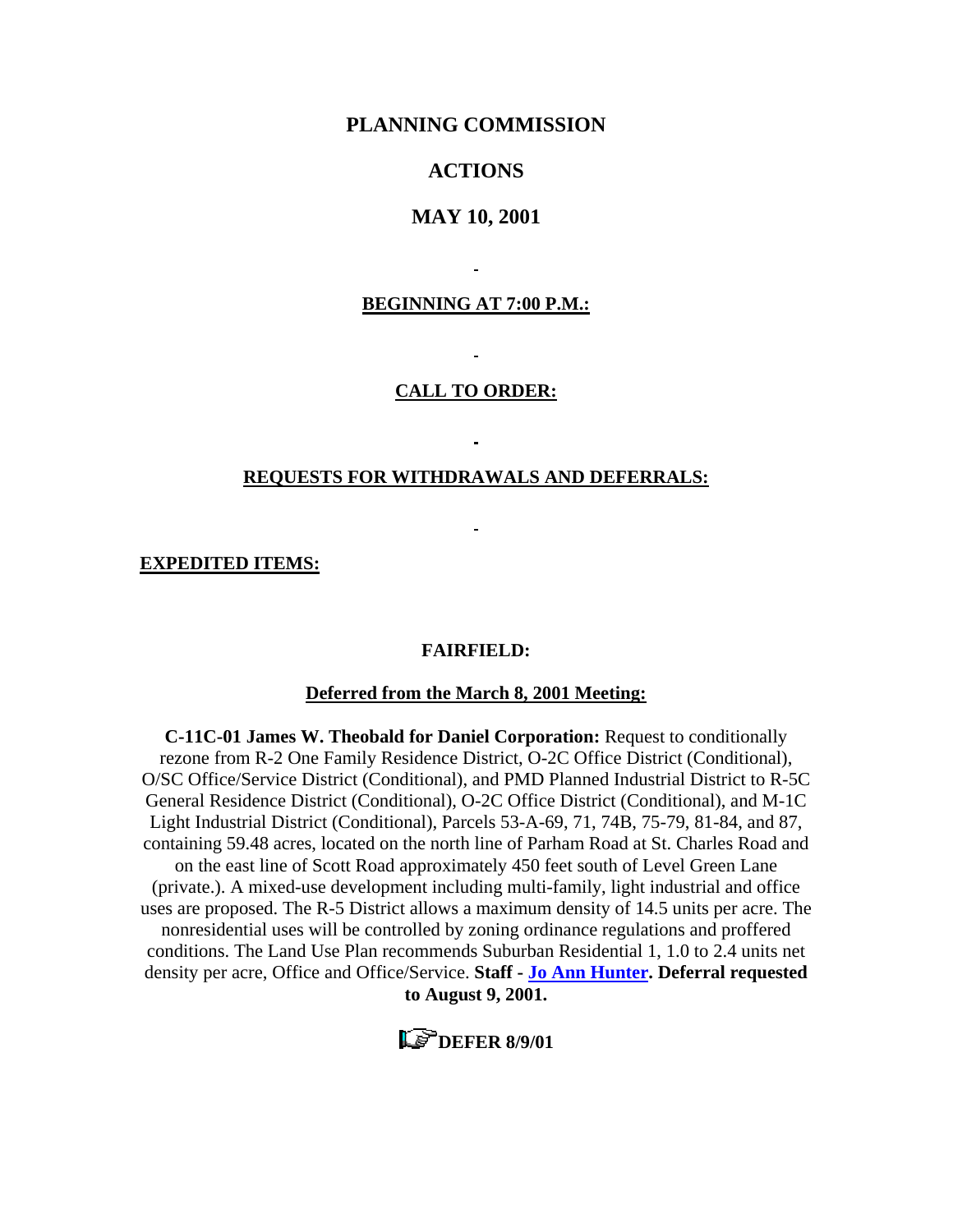# PLANNING COMMISSION

## ACTIONS

## MAY 10, 2001

**BEGINNING AT 7:00 P.M.:**

**CALL TO ORDER:**

**REQUESTS FOR WITHDRAWALS AND DEFERRALS:**

**EXPEDITED ITEMS:**

**FAIRFIELD:**

**Deferred from the March 8, 2001 Meeting:**

**C-11C-01 James W. Theobald for Daniel Corporation:** Request to conditionally rezone from R-2 One Family Residence District, O-2C Office District (Conditional), O/SC Office/Service District (Conditional), and PMD Planned Industrial District to R-5C General Residence District (Conditional), O-2C Office District (Conditional), and M-1C Light Industrial District (Conditional), Parcels 53-A-69, 71, 74B, 75-79, 81-84, and 87, containing 59.48 acres, located on the north line of Parham Road at St. Charles Road and on the east line of Scott Road approximately 450 feet south of Level Green Lane (private.). A mixed-use development including multi-family, light industrial and office uses are proposed. The R-5 District allows a maximum density of 14.5 units per acre. The nonresidential uses will be controlled by zoning ordinance regulations and proffered conditions. The Land Use Plan recommends Suburban Residential 1, 1.0 to 2.4 units net density per acre, Office and Office/Service. **Staff - Jo Ann Hunter. Deferral requested to August 9, 2001.**

**DEFER 8/9/01**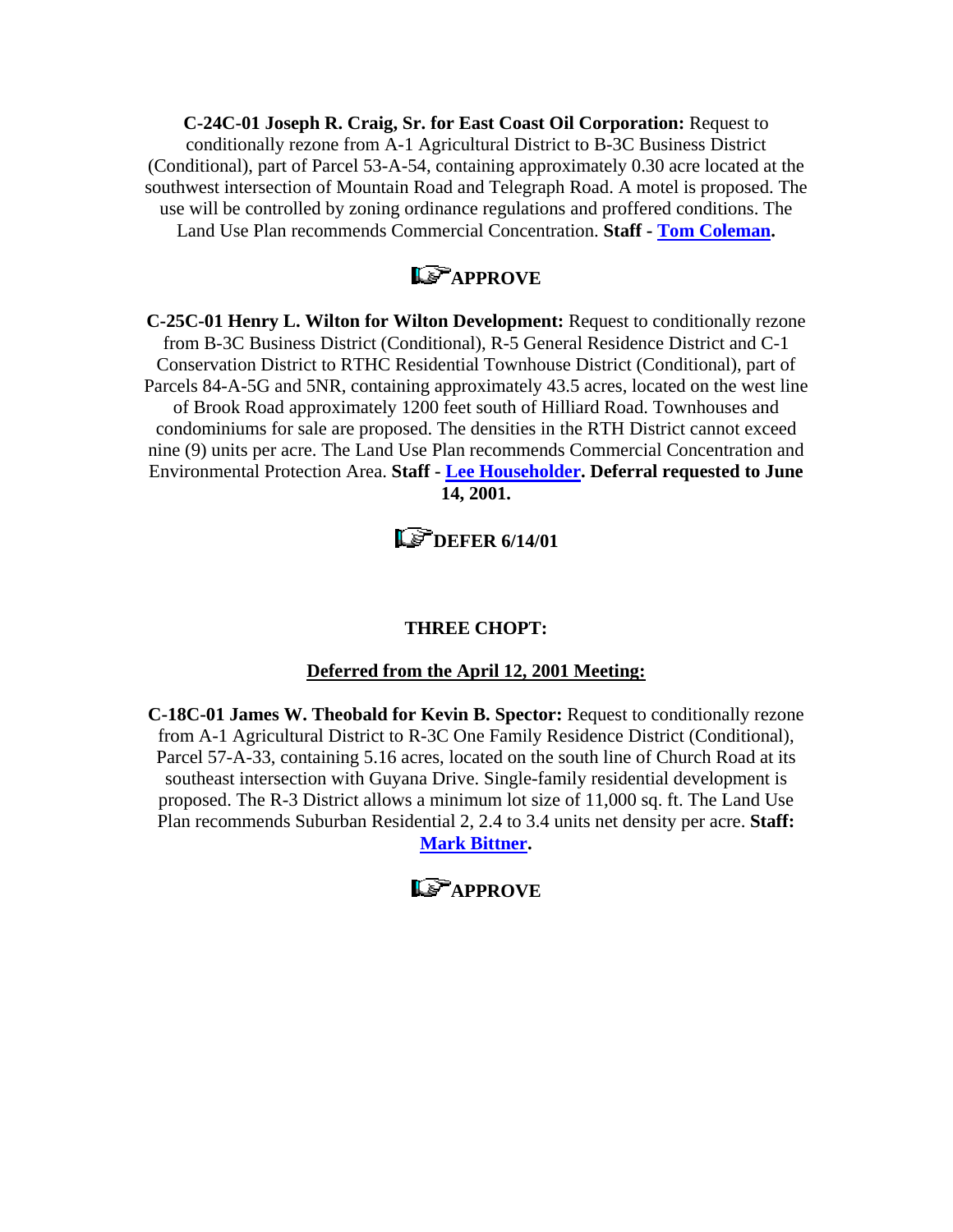**C-24C-01 Joseph R. Craig, Sr. for East Coast Oil Corporation:** Request to conditionally rezone from A-1 Agricultural District to B-3C Business District (Conditional), part of Parcel 53-A-54, containing approximately 0.30 acre located at the southwest intersection of Mountain Road and Telegraph Road. A motel is proposed. The use will be controlled by zoning ordinance regulations and proffered conditions. The Land Use Plan recommends Commercial Concentration. **Staff - Tom Coleman.**

**APPROVE**

**C-25C-01 Henry L. Wilton for Wilton Development:** Request to conditionally rezone from B-3C Business District (Conditional), R-5 General Residence District and C-1 Conservation District to RTHC Residential Townhouse District (Conditional), part of Parcels 84-A-5G and 5NR, containing approximately 43.5 acres, located on the west line of Brook Road approximately 1200 feet south of Hilliard Road. Townhouses and condominiums for sale are proposed. The densities in the RTH District cannot exceed nine (9) units per acre. The Land Use Plan recommends Commercial Concentration and Environmental Protection Area. **Staff - Lee Householder. Deferral requested to June 14, 2001.**

**DEFER 6/14/01**

**THREE CHOPT:**

**Deferred from the April 12, 2001 Meeting:**

**C-18C-01 James W. Theobald for Kevin B. Spector:** Request to conditionally rezone from A-1 Agricultural District to R-3C One Family Residence District (Conditional), Parcel 57-A-33, containing 5.16 acres, located on the south line of Church Road at its southeast intersection with Guyana Drive. Single-family residential development is proposed. The R-3 District allows a minimum lot size of 11,000 sq. ft. The Land Use Plan recommends Suburban Residential 2, 2.4 to 3.4 units net density per acre. **Staff: Mark Bittner.**

**APPROVE**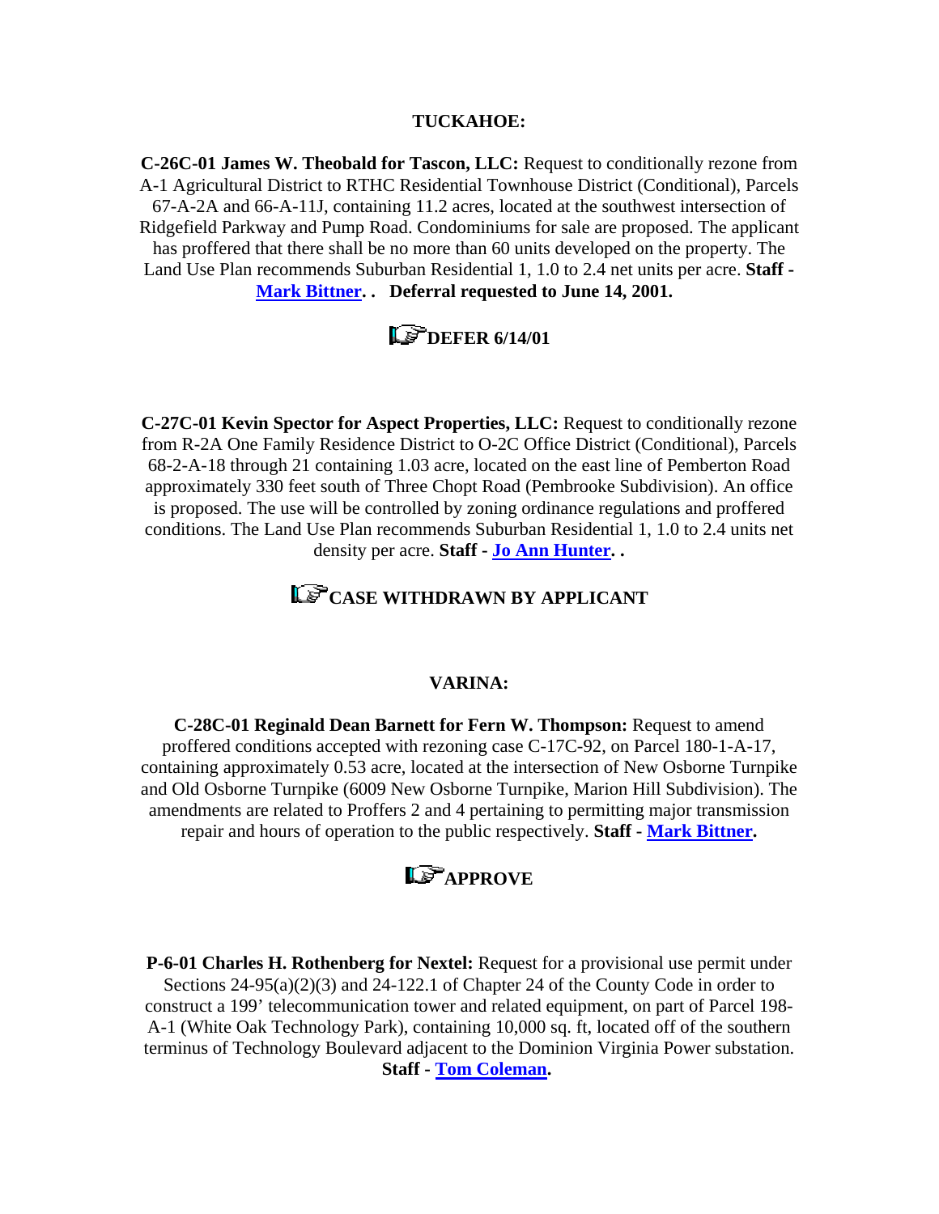**TUCKAHOE:**

**C-26C-01 James W. Theobald for Tascon, LLC:** Request to conditionally rezone from A-1 Agricultural District to RTHC Residential Townhouse District (Conditional), Parcels 67-A-2A and 66-A-11J, containing 11.2 acres, located at the southwest intersection of Ridgefield Parkway and Pump Road. Condominiums for sale are proposed. The applicant has proffered that there shall be no more than 60 units developed on the property. The Land Use Plan recommends Suburban Residential 1, 1.0 to 2.4 net units per acre. **Staff - Mark Bittner. . Deferral requested to June 14, 2001.**

**DEFER 6/14/01**

**C-27C-01 Kevin Spector for Aspect Properties, LLC:** Request to conditionally rezone from R-2A One Family Residence District to O-2C Office District (Conditional), Parcels 68-2-A-18 through 21 containing 1.03 acre, located on the east line of Pemberton Road approximately 330 feet south of Three Chopt Road (Pembrooke Subdivision). An office is proposed. The use will be controlled by zoning ordinance regulations and proffered conditions. The Land Use Plan recommends Suburban Residential 1, 1.0 to 2.4 units net density per acre. **Staff - Jo Ann Hunter. .**

**CASE WITHDRAWN BY APPLICANT**

**VARINA:**

**C-28C-01 Reginald Dean Barnett for Fern W. Thompson:** Request to amend proffered conditions accepted with rezoning case C-17C-92, on Parcel 180-1-A-17, containing approximately 0.53 acre, located at the intersection of New Osborne Turnpike and Old Osborne Turnpike (6009 New Osborne Turnpike, Marion Hill Subdivision). The amendments are related to Proffers 2 and 4 pertaining to permitting major transmission repair and hours of operation to the public respectively. **Staff - Mark Bittner.**

**APPROVE**

**P-6-01 Charles H. Rothenberg for Nextel:** Request for a provisional use permit under Sections 24-95(a)(2)(3) and 24-122.1 of Chapter 24 of the County Code in order to construct a 199' telecommunication tower and related equipment, on part of Parcel 198-A-1 (White Oak Technology Park), containing 10,000 sq. ft, located off of the southern terminus of Technology Boulevard adjacent to the Dominion Virginia Power substation. **Staff - Tom Coleman.**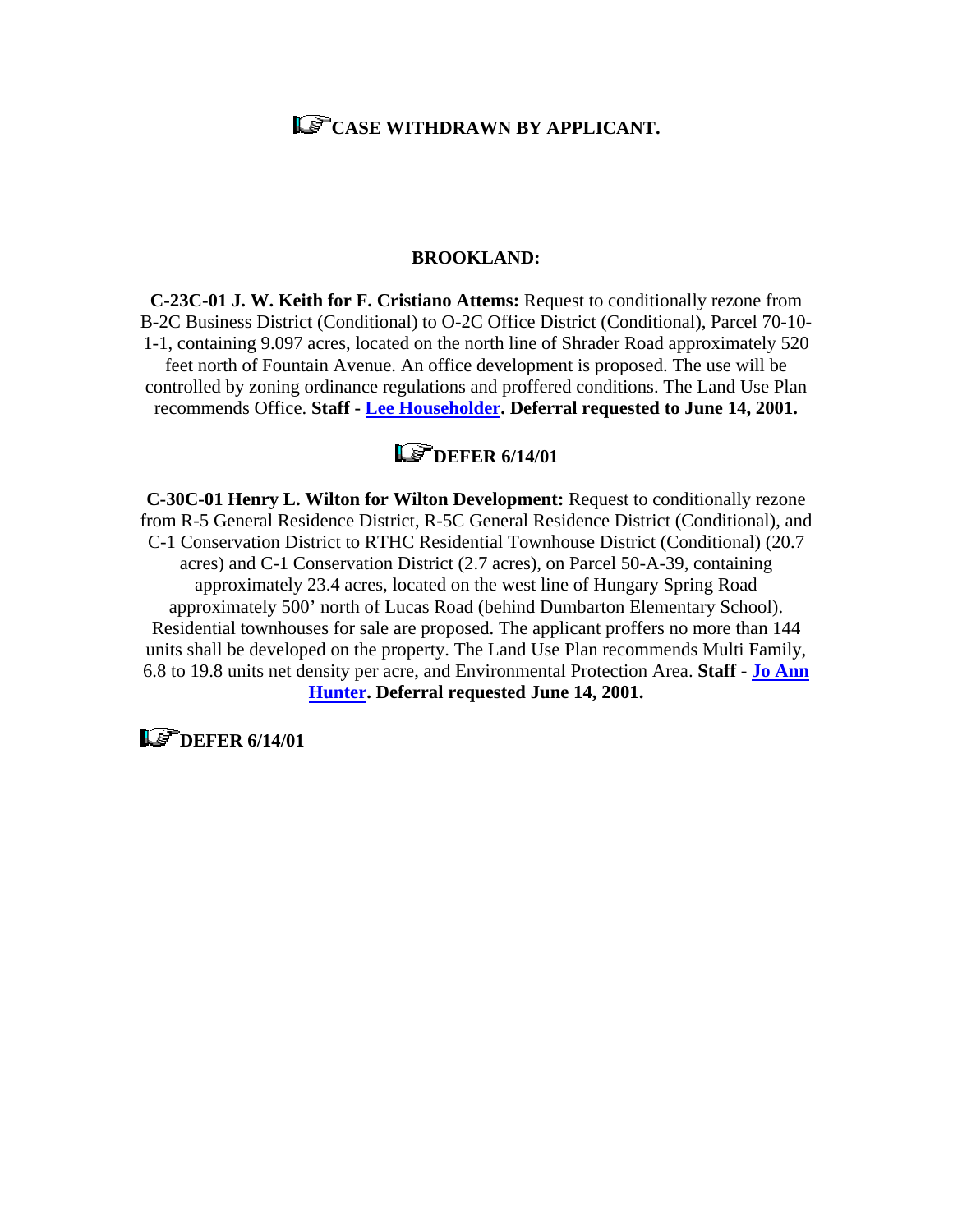**CASE WITHDRAWN BY APPLICANT.**

## BROOKLAND:

**C-23C-01 J. W. Keith for F. Cristiano Attems:** Request to conditionally rezone from B-2C Business District (Conditional) to O-2C Office District (Conditional), Parcel 70-10-1-1, containing 9.097 acres, located on the north line of Shrader Road approximately 520 feet north of Fountain Avenue. An office development is proposed. The use will be controlled by zoning ordinance regulations and proffered conditions. The Land Use Plan recommends Office. **Staff - Lee Householder. Deferral requested to June 14, 2001.**

**DEFER 6/14/01**

**C-30C-01 Henry L. Wilton for Wilton Development:** Request to conditionally rezone from R-5 General Residence District, R-5C General Residence District (Conditional), and C-1 Conservation District to RTHC Residential Townhouse District (Conditional) (20.7 acres) and C-1 Conservation District (2.7 acres), on Parcel 50-A-39, containing approximately 23.4 acres, located on the west line of Hungary Spring Road approximately 500' north of Lucas Road (behind Dumbarton Elementary School). Residential townhouses for sale are proposed. The applicant proffers no more than 144 units shall be developed on the property. The Land Use Plan recommends Multi Family, 6.8 to 19.8 units net density per acre, and Environmental Protection Area. **Staff - Jo Ann Hunter. Deferral requested June 14, 2001.**

**DEFER 6/14/01**